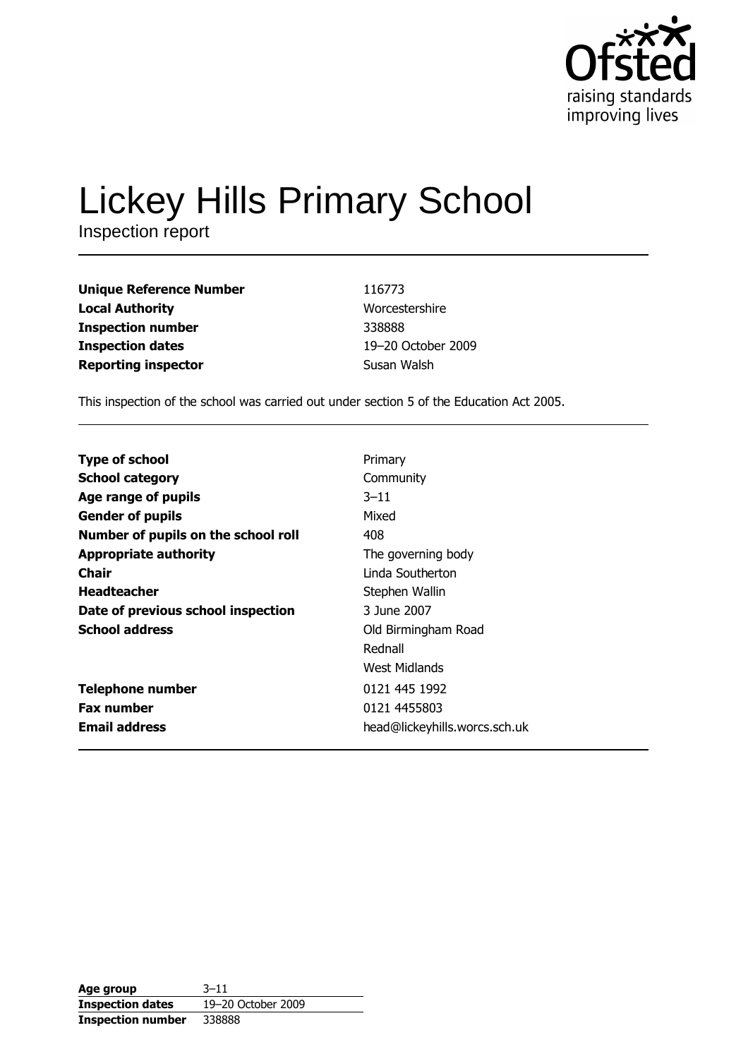Ofsted
raising standards
improving lives

# Lickey Hills Primary School

Inspection report

| | |
|---|---|
| **Unique Reference Number** | 116773 |
| **Local Authority** | Worcestershire |
| **Inspection number** | 338888 |
| **Inspection dates** | 19–20 October 2009 |
| **Reporting inspector** | Susan Walsh |

This inspection of the school was carried out under section 5 of the Education Act 2005.

| | |
|---|---|
| **Type of school** | Primary |
| **School category** | Community |
| **Age range of pupils** | 3–11 |
| **Gender of pupils** | Mixed |
| **Number of pupils on the school roll** | 408 |
| **Appropriate authority** | The governing body |
| **Chair** | Linda Southerton |
| **Headteacher** | Stephen Wallin |
| **Date of previous school inspection** | 3 June 2007 |
| **School address** | Old Birmingham Road<br>Rednall<br>West Midlands |
| **Telephone number** | 0121 445 1992 |
| **Fax number** | 0121 4455803 |
| **Email address** | head@lickeyhills.worcs.sch.uk |

| | |
|---|---|
| **Age group** | 3–11 |
| **Inspection dates** | 19–20 October 2009 |
| **Inspection number** | 338888 |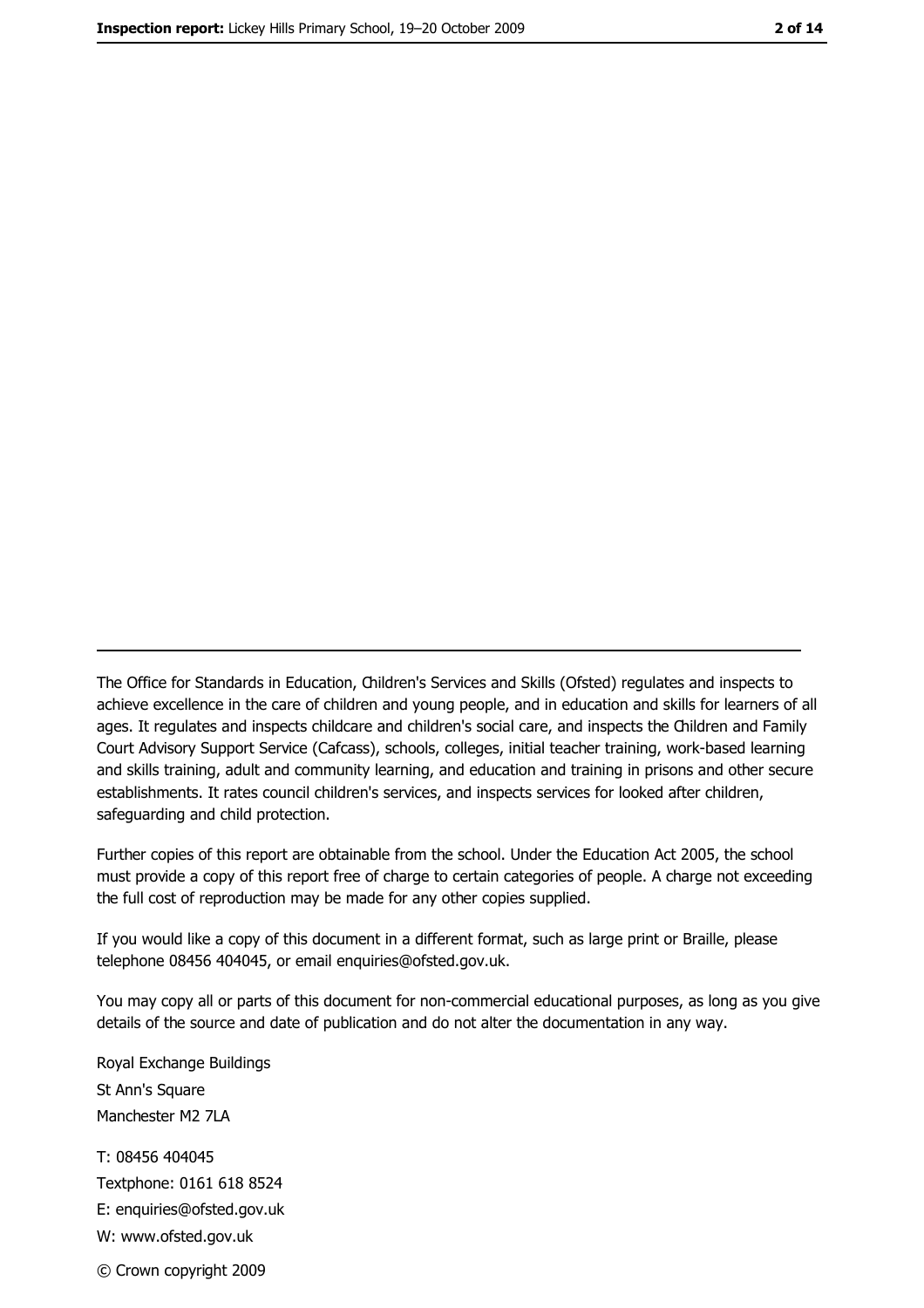The Office for Standards in Education, Children's Services and Skills (Ofsted) regulates and inspects to achieve excellence in the care of children and young people, and in education and skills for learners of all ages. It regulates and inspects childcare and children's social care, and inspects the Children and Family Court Advisory Support Service (Cafcass), schools, colleges, initial teacher training, work-based learning and skills training, adult and community learning, and education and training in prisons and other secure establishments. It rates council children's services, and inspects services for looked after children, safeguarding and child protection.

Further copies of this report are obtainable from the school. Under the Education Act 2005, the school must provide a copy of this report free of charge to certain categories of people. A charge not exceeding the full cost of reproduction may be made for any other copies supplied.

If you would like a copy of this document in a different format, such as large print or Braille, please telephone 08456 404045, or email enquiries@ofsted.gov.uk.

You may copy all or parts of this document for non-commercial educational purposes, as long as you give details of the source and date of publication and do not alter the documentation in any way.

Royal Exchange Buildings
St Ann's Square
Manchester M2 7LA

T: 08456 404045
Textphone: 0161 618 8524
E: enquiries@ofsted.gov.uk
W: www.ofsted.gov.uk

© Crown copyright 2009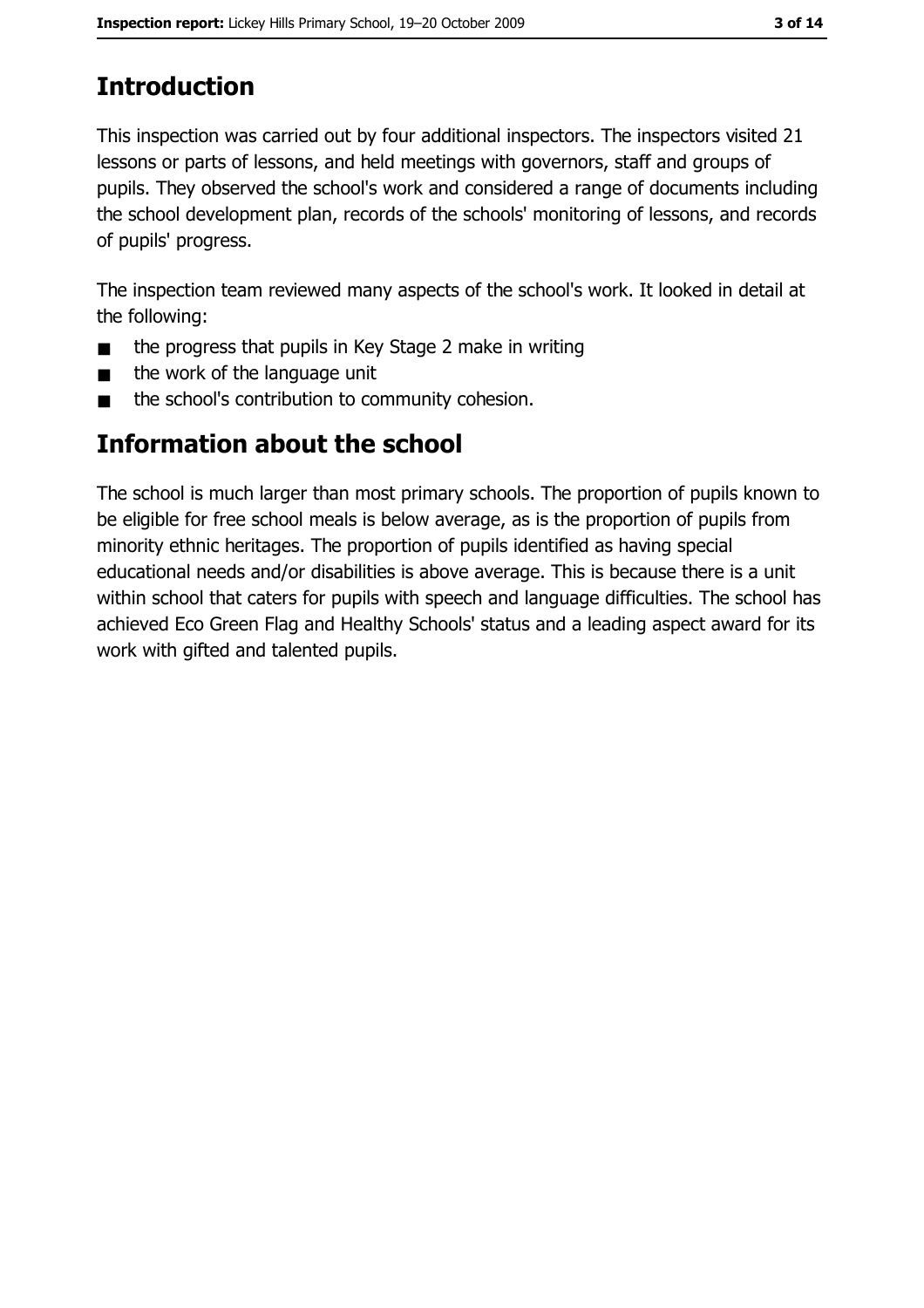# Introduction

This inspection was carried out by four additional inspectors. The inspectors visited 21 lessons or parts of lessons, and held meetings with governors, staff and groups of pupils. They observed the school's work and considered a range of documents including the school development plan, records of the schools' monitoring of lessons, and records of pupils' progress.

The inspection team reviewed many aspects of the school's work. It looked in detail at the following:

- the progress that pupils in Key Stage 2 make in writing
- the work of the language unit
- the school's contribution to community cohesion.

# Information about the school

The school is much larger than most primary schools. The proportion of pupils known to be eligible for free school meals is below average, as is the proportion of pupils from minority ethnic heritages. The proportion of pupils identified as having special educational needs and/or disabilities is above average. This is because there is a unit within school that caters for pupils with speech and language difficulties. The school has achieved Eco Green Flag and Healthy Schools' status and a leading aspect award for its work with gifted and talented pupils.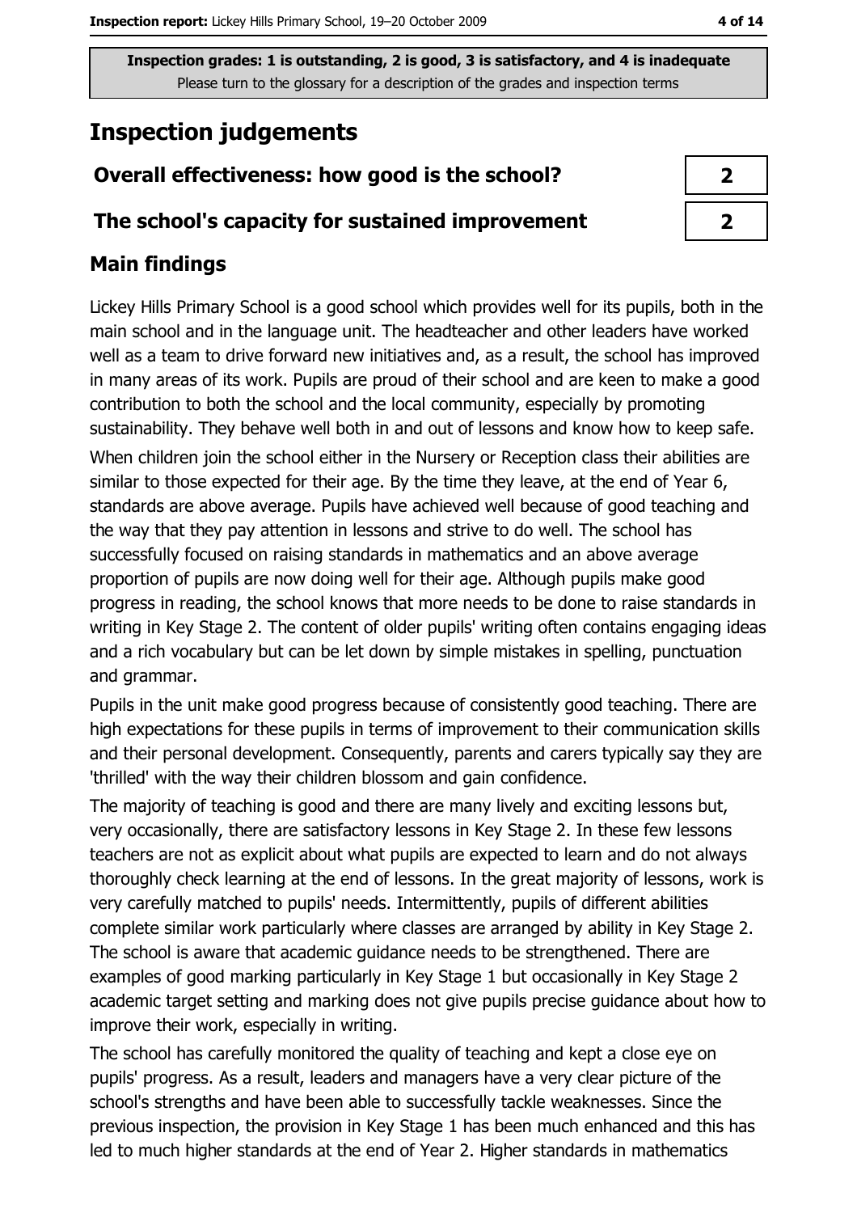**Inspection grades: 1 is outstanding, 2 is good, 3 is satisfactory, and 4 is inadequate**
Please turn to the glossary for a description of the grades and inspection terms

# Inspection judgements

| | |
|---|---|
| **Overall effectiveness: how good is the school?** | **2** |
| **The school's capacity for sustained improvement** | **2** |

## Main findings

Lickey Hills Primary School is a good school which provides well for its pupils, both in the main school and in the language unit. The headteacher and other leaders have worked well as a team to drive forward new initiatives and, as a result, the school has improved in many areas of its work. Pupils are proud of their school and are keen to make a good contribution to both the school and the local community, especially by promoting sustainability. They behave well both in and out of lessons and know how to keep safe.

When children join the school either in the Nursery or Reception class their abilities are similar to those expected for their age. By the time they leave, at the end of Year 6, standards are above average. Pupils have achieved well because of good teaching and the way that they pay attention in lessons and strive to do well. The school has successfully focused on raising standards in mathematics and an above average proportion of pupils are now doing well for their age. Although pupils make good progress in reading, the school knows that more needs to be done to raise standards in writing in Key Stage 2. The content of older pupils' writing often contains engaging ideas and a rich vocabulary but can be let down by simple mistakes in spelling, punctuation and grammar.

Pupils in the unit make good progress because of consistently good teaching. There are high expectations for these pupils in terms of improvement to their communication skills and their personal development. Consequently, parents and carers typically say they are 'thrilled' with the way their children blossom and gain confidence.

The majority of teaching is good and there are many lively and exciting lessons but, very occasionally, there are satisfactory lessons in Key Stage 2. In these few lessons teachers are not as explicit about what pupils are expected to learn and do not always thoroughly check learning at the end of lessons. In the great majority of lessons, work is very carefully matched to pupils' needs. Intermittently, pupils of different abilities complete similar work particularly where classes are arranged by ability in Key Stage 2. The school is aware that academic guidance needs to be strengthened. There are examples of good marking particularly in Key Stage 1 but occasionally in Key Stage 2 academic target setting and marking does not give pupils precise guidance about how to improve their work, especially in writing.

The school has carefully monitored the quality of teaching and kept a close eye on pupils' progress. As a result, leaders and managers have a very clear picture of the school's strengths and have been able to successfully tackle weaknesses. Since the previous inspection, the provision in Key Stage 1 has been much enhanced and this has led to much higher standards at the end of Year 2. Higher standards in mathematics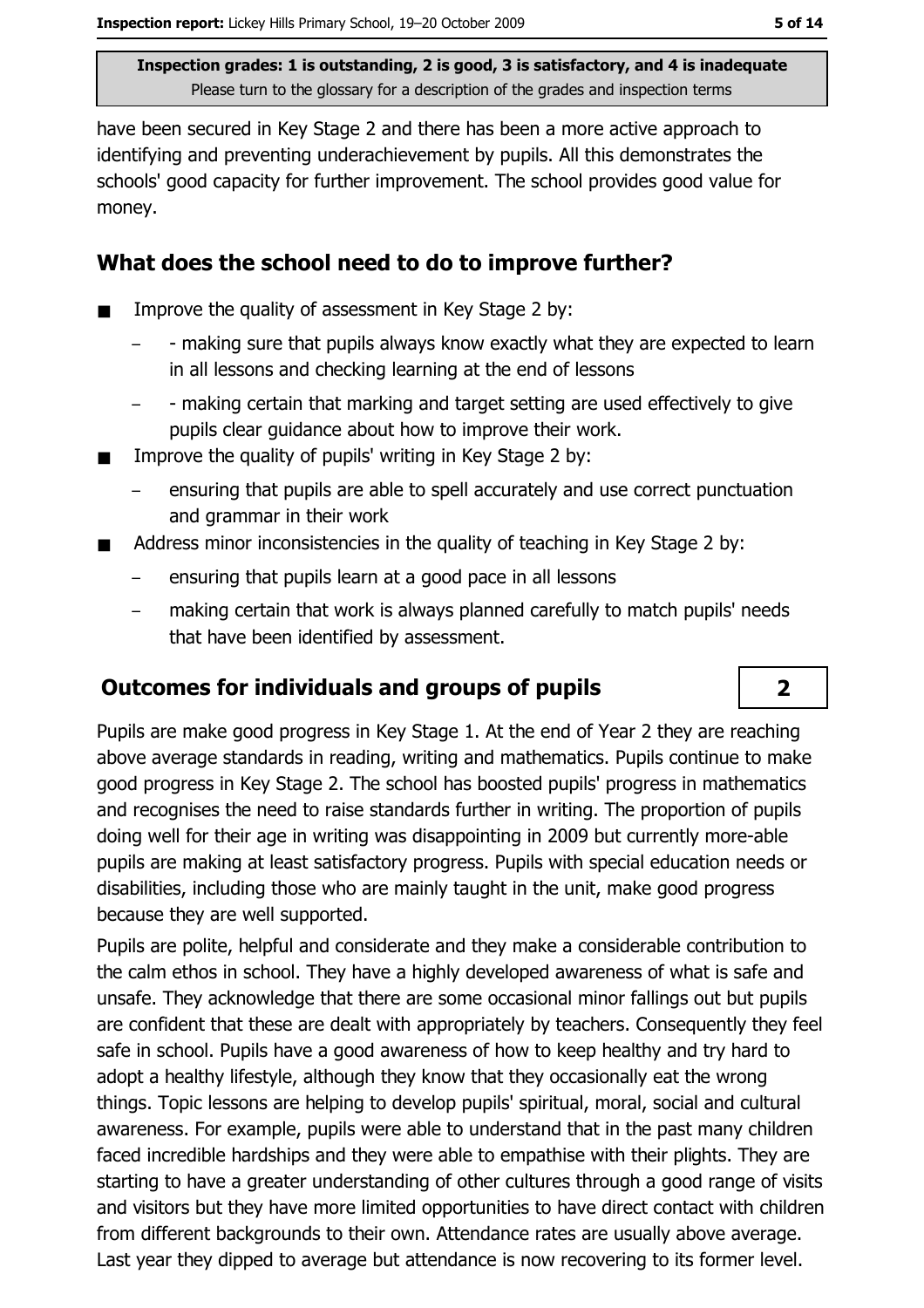have been secured in Key Stage 2 and there has been a more active approach to identifying and preventing underachievement by pupils. All this demonstrates the schools' good capacity for further improvement. The school provides good value for money.

## What does the school need to do to improve further?

- Improve the quality of assessment in Key Stage 2 by:
  - - making sure that pupils always know exactly what they are expected to learn in all lessons and checking learning at the end of lessons
  - - making certain that marking and target setting are used effectively to give pupils clear guidance about how to improve their work.
- Improve the quality of pupils' writing in Key Stage 2 by:
  - ensuring that pupils are able to spell accurately and use correct punctuation and grammar in their work
- Address minor inconsistencies in the quality of teaching in Key Stage 2 by:
  - ensuring that pupils learn at a good pace in all lessons
  - making certain that work is always planned carefully to match pupils' needs that have been identified by assessment.

## Outcomes for individuals and groups of pupils — 2

Pupils are make good progress in Key Stage 1. At the end of Year 2 they are reaching above average standards in reading, writing and mathematics. Pupils continue to make good progress in Key Stage 2. The school has boosted pupils' progress in mathematics and recognises the need to raise standards further in writing. The proportion of pupils doing well for their age in writing was disappointing in 2009 but currently more-able pupils are making at least satisfactory progress. Pupils with special education needs or disabilities, including those who are mainly taught in the unit, make good progress because they are well supported.

Pupils are polite, helpful and considerate and they make a considerable contribution to the calm ethos in school. They have a highly developed awareness of what is safe and unsafe. They acknowledge that there are some occasional minor fallings out but pupils are confident that these are dealt with appropriately by teachers. Consequently they feel safe in school. Pupils have a good awareness of how to keep healthy and try hard to adopt a healthy lifestyle, although they know that they occasionally eat the wrong things. Topic lessons are helping to develop pupils' spiritual, moral, social and cultural awareness. For example, pupils were able to understand that in the past many children faced incredible hardships and they were able to empathise with their plights. They are starting to have a greater understanding of other cultures through a good range of visits and visitors but they have more limited opportunities to have direct contact with children from different backgrounds to their own. Attendance rates are usually above average. Last year they dipped to average but attendance is now recovering to its former level.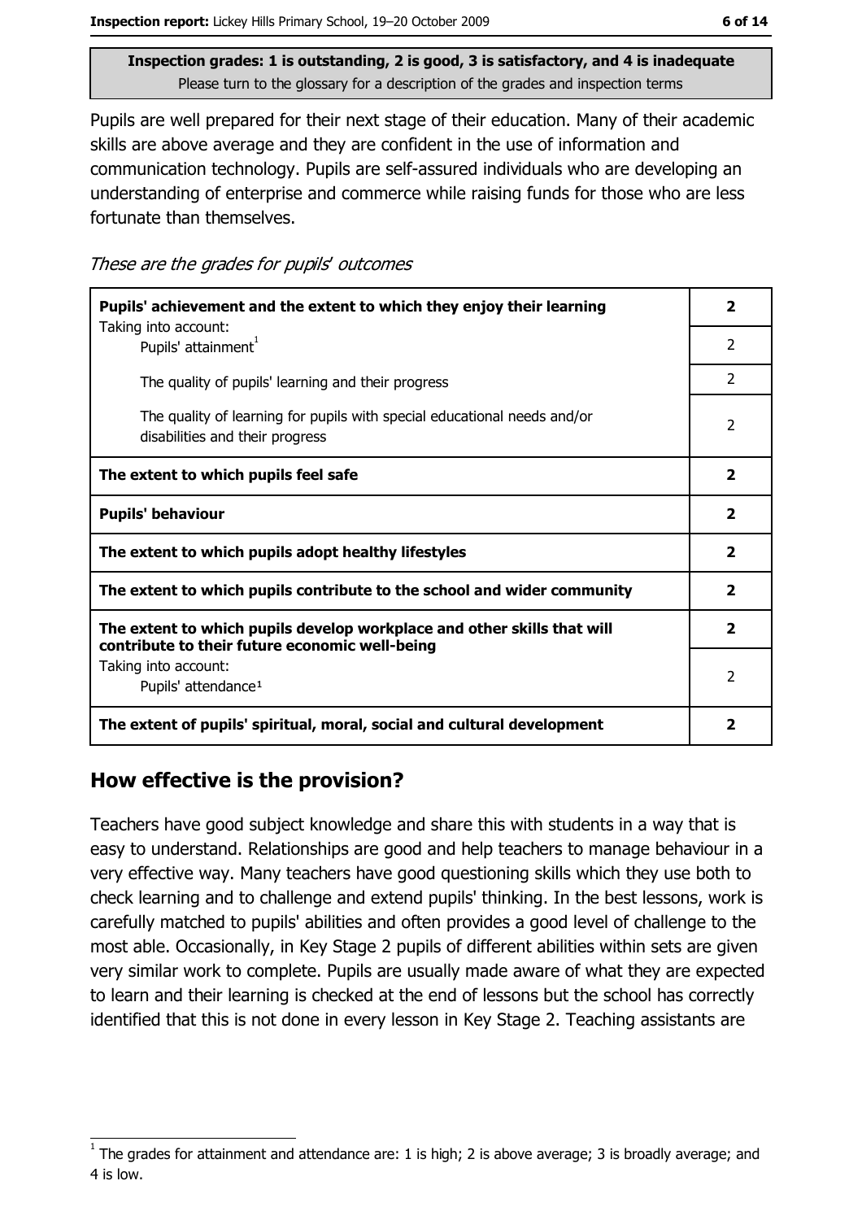Inspection grades: 1 is outstanding, 2 is good, 3 is satisfactory, and 4 is inadequate
Please turn to the glossary for a description of the grades and inspection terms

Pupils are well prepared for their next stage of their education. Many of their academic skills are above average and they are confident in the use of information and communication technology. Pupils are self-assured individuals who are developing an understanding of enterprise and commerce while raising funds for those who are less fortunate than themselves.

*These are the grades for pupils' outcomes*

| | |
|---|---|
| **Pupils' achievement and the extent to which they enjoy their learning** | **2** |
| Taking into account: Pupils' attainment[1] | 2 |
| The quality of pupils' learning and their progress | 2 |
| The quality of learning for pupils with special educational needs and/or disabilities and their progress | 2 |
| **The extent to which pupils feel safe** | **2** |
| **Pupils' behaviour** | **2** |
| **The extent to which pupils adopt healthy lifestyles** | **2** |
| **The extent to which pupils contribute to the school and wider community** | **2** |
| **The extent to which pupils develop workplace and other skills that will contribute to their future economic well-being** | **2** |
| Taking into account: Pupils' attendance[1] | 2 |
| **The extent of pupils' spiritual, moral, social and cultural development** | **2** |

## How effective is the provision?

Teachers have good subject knowledge and share this with students in a way that is easy to understand. Relationships are good and help teachers to manage behaviour in a very effective way. Many teachers have good questioning skills which they use both to check learning and to challenge and extend pupils' thinking. In the best lessons, work is carefully matched to pupils' abilities and often provides a good level of challenge to the most able. Occasionally, in Key Stage 2 pupils of different abilities within sets are given very similar work to complete. Pupils are usually made aware of what they are expected to learn and their learning is checked at the end of lessons but the school has correctly identified that this is not done in every lesson in Key Stage 2. Teaching assistants are

[1] The grades for attainment and attendance are: 1 is high; 2 is above average; 3 is broadly average; and 4 is low.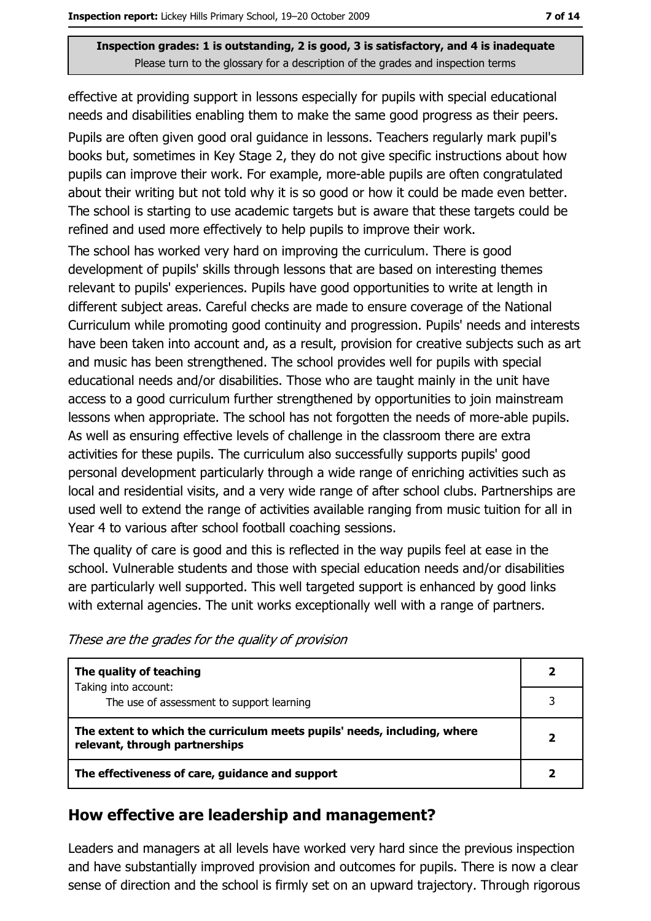**Inspection grades: 1 is outstanding, 2 is good, 3 is satisfactory, and 4 is inadequate**
Please turn to the glossary for a description of the grades and inspection terms

effective at providing support in lessons especially for pupils with special educational needs and disabilities enabling them to make the same good progress as their peers.

Pupils are often given good oral guidance in lessons. Teachers regularly mark pupil's books but, sometimes in Key Stage 2, they do not give specific instructions about how pupils can improve their work. For example, more-able pupils are often congratulated about their writing but not told why it is so good or how it could be made even better. The school is starting to use academic targets but is aware that these targets could be refined and used more effectively to help pupils to improve their work.

The school has worked very hard on improving the curriculum. There is good development of pupils' skills through lessons that are based on interesting themes relevant to pupils' experiences. Pupils have good opportunities to write at length in different subject areas. Careful checks are made to ensure coverage of the National Curriculum while promoting good continuity and progression. Pupils' needs and interests have been taken into account and, as a result, provision for creative subjects such as art and music has been strengthened. The school provides well for pupils with special educational needs and/or disabilities. Those who are taught mainly in the unit have access to a good curriculum further strengthened by opportunities to join mainstream lessons when appropriate. The school has not forgotten the needs of more-able pupils. As well as ensuring effective levels of challenge in the classroom there are extra activities for these pupils. The curriculum also successfully supports pupils' good personal development particularly through a wide range of enriching activities such as local and residential visits, and a very wide range of after school clubs. Partnerships are used well to extend the range of activities available ranging from music tuition for all in Year 4 to various after school football coaching sessions.

The quality of care is good and this is reflected in the way pupils feel at ease in the school. Vulnerable students and those with special education needs and/or disabilities are particularly well supported. This well targeted support is enhanced by good links with external agencies. The unit works exceptionally well with a range of partners.

*These are the grades for the quality of provision*

| | |
|---|---|
| **The quality of teaching**<br>Taking into account: | **2** |
| The use of assessment to support learning | 3 |
| **The extent to which the curriculum meets pupils' needs, including, where relevant, through partnerships** | **2** |
| **The effectiveness of care, guidance and support** | **2** |

## How effective are leadership and management?

Leaders and managers at all levels have worked very hard since the previous inspection and have substantially improved provision and outcomes for pupils. There is now a clear sense of direction and the school is firmly set on an upward trajectory. Through rigorous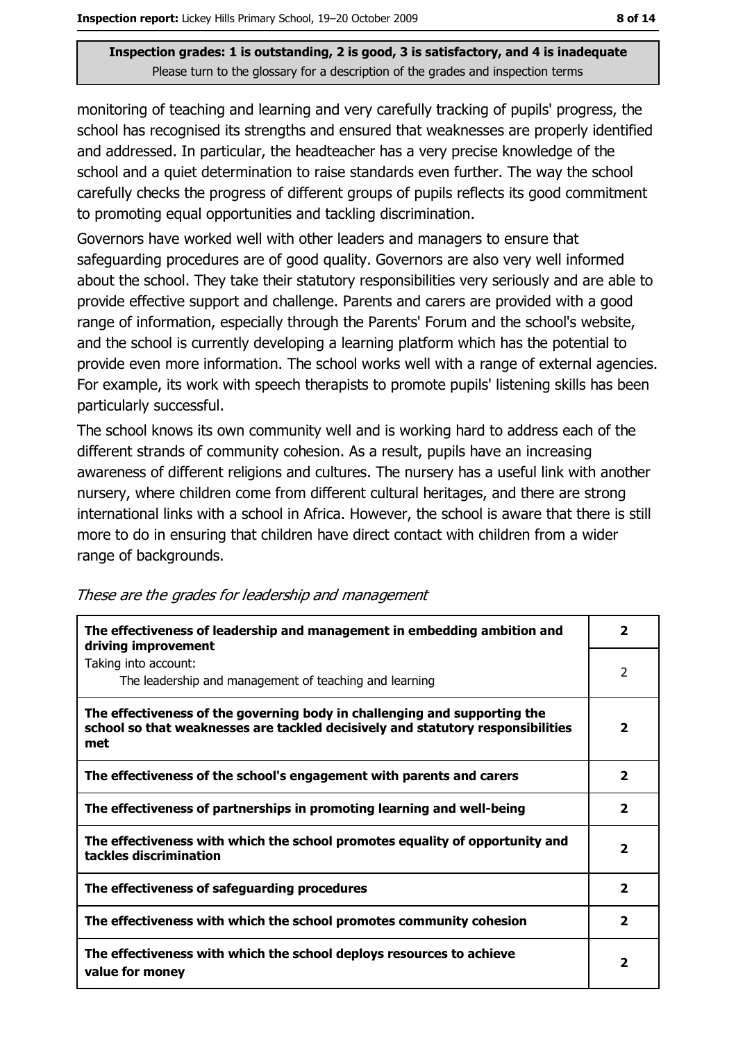monitoring of teaching and learning and very carefully tracking of pupils' progress, the school has recognised its strengths and ensured that weaknesses are properly identified and addressed. In particular, the headteacher has a very precise knowledge of the school and a quiet determination to raise standards even further. The way the school carefully checks the progress of different groups of pupils reflects its good commitment to promoting equal opportunities and tackling discrimination.

Governors have worked well with other leaders and managers to ensure that safeguarding procedures are of good quality. Governors are also very well informed about the school. They take their statutory responsibilities very seriously and are able to provide effective support and challenge. Parents and carers are provided with a good range of information, especially through the Parents' Forum and the school's website, and the school is currently developing a learning platform which has the potential to provide even more information. The school works well with a range of external agencies. For example, its work with speech therapists to promote pupils' listening skills has been particularly successful.

The school knows its own community well and is working hard to address each of the different strands of community cohesion. As a result, pupils have an increasing awareness of different religions and cultures. The nursery has a useful link with another nursery, where children come from different cultural heritages, and there are strong international links with a school in Africa. However, the school is aware that there is still more to do in ensuring that children have direct contact with children from a wider range of backgrounds.

*These are the grades for leadership and management*

| | |
|---|---|
| **The effectiveness of leadership and management in embedding ambition and driving improvement** | **2** |
| Taking into account: The leadership and management of teaching and learning | 2 |
| **The effectiveness of the governing body in challenging and supporting the school so that weaknesses are tackled decisively and statutory responsibilities met** | **2** |
| **The effectiveness of the school's engagement with parents and carers** | **2** |
| **The effectiveness of partnerships in promoting learning and well-being** | **2** |
| **The effectiveness with which the school promotes equality of opportunity and tackles discrimination** | **2** |
| **The effectiveness of safeguarding procedures** | **2** |
| **The effectiveness with which the school promotes community cohesion** | **2** |
| **The effectiveness with which the school deploys resources to achieve value for money** | **2** |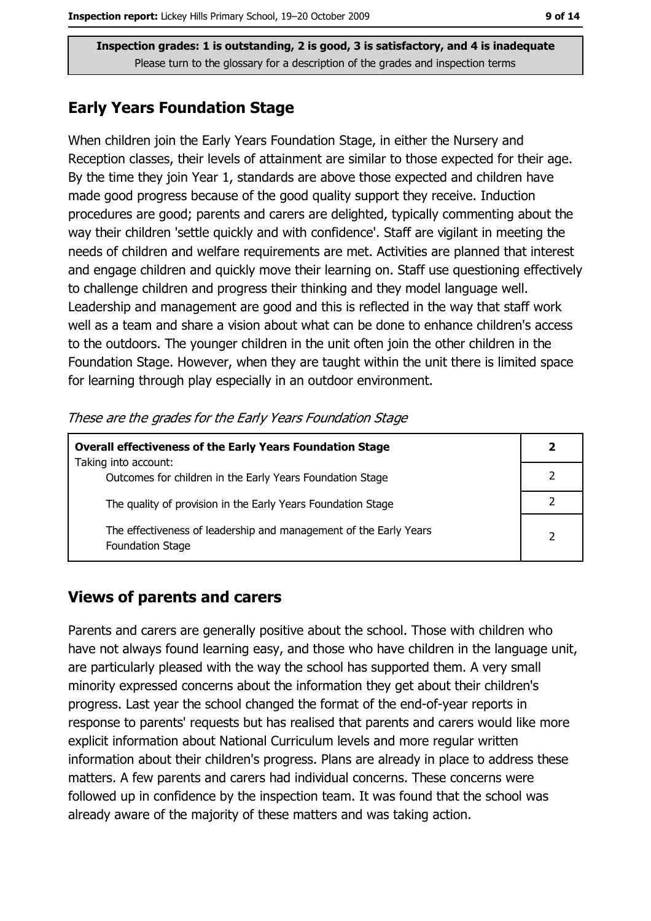Inspection grades: 1 is outstanding, 2 is good, 3 is satisfactory, and 4 is inadequate
Please turn to the glossary for a description of the grades and inspection terms

## Early Years Foundation Stage

When children join the Early Years Foundation Stage, in either the Nursery and Reception classes, their levels of attainment are similar to those expected for their age. By the time they join Year 1, standards are above those expected and children have made good progress because of the good quality support they receive. Induction procedures are good; parents and carers are delighted, typically commenting about the way their children 'settle quickly and with confidence'. Staff are vigilant in meeting the needs of children and welfare requirements are met. Activities are planned that interest and engage children and quickly move their learning on. Staff use questioning effectively to challenge children and progress their thinking and they model language well. Leadership and management are good and this is reflected in the way that staff work well as a team and share a vision about what can be done to enhance children's access to the outdoors. The younger children in the unit often join the other children in the Foundation Stage. However, when they are taught within the unit there is limited space for learning through play especially in an outdoor environment.

*These are the grades for the Early Years Foundation Stage*

| **Overall effectiveness of the Early Years Foundation Stage** | **2** |
|---|---|
| Taking into account: Outcomes for children in the Early Years Foundation Stage | 2 |
| The quality of provision in the Early Years Foundation Stage | 2 |
| The effectiveness of leadership and management of the Early Years Foundation Stage | 2 |

## Views of parents and carers

Parents and carers are generally positive about the school. Those with children who have not always found learning easy, and those who have children in the language unit, are particularly pleased with the way the school has supported them. A very small minority expressed concerns about the information they get about their children's progress. Last year the school changed the format of the end-of-year reports in response to parents' requests but has realised that parents and carers would like more explicit information about National Curriculum levels and more regular written information about their children's progress. Plans are already in place to address these matters. A few parents and carers had individual concerns. These concerns were followed up in confidence by the inspection team. It was found that the school was already aware of the majority of these matters and was taking action.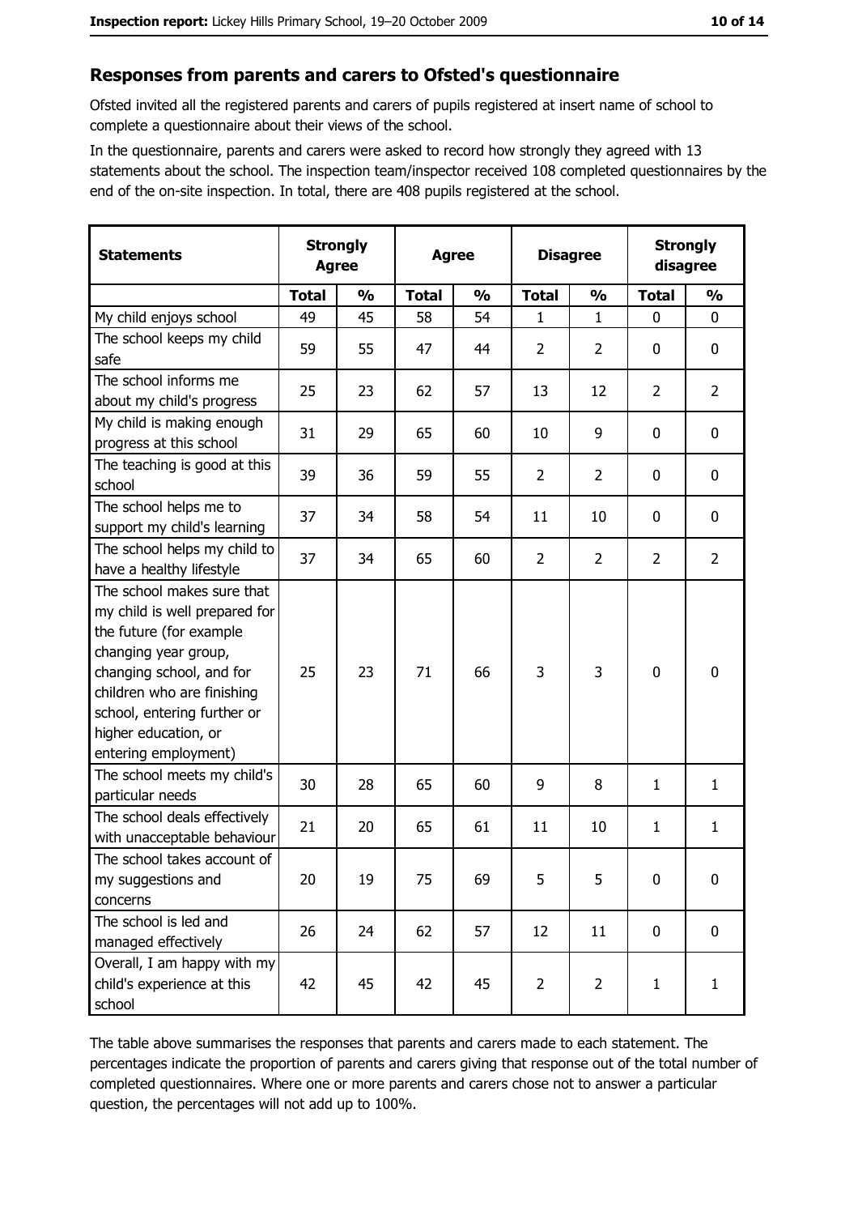## Responses from parents and carers to Ofsted's questionnaire

Ofsted invited all the registered parents and carers of pupils registered at insert name of school to complete a questionnaire about their views of the school.

In the questionnaire, parents and carers were asked to record how strongly they agreed with 13 statements about the school. The inspection team/inspector received 108 completed questionnaires by the end of the on-site inspection. In total, there are 408 pupils registered at the school.

| Statements | Strongly Agree | | Agree | | Disagree | | Strongly disagree | |
|---|---|---|---|---|---|---|---|---|
| | Total | % | Total | % | Total | % | Total | % |
| My child enjoys school | 49 | 45 | 58 | 54 | 1 | 1 | 0 | 0 |
| The school keeps my child safe | 59 | 55 | 47 | 44 | 2 | 2 | 0 | 0 |
| The school informs me about my child's progress | 25 | 23 | 62 | 57 | 13 | 12 | 2 | 2 |
| My child is making enough progress at this school | 31 | 29 | 65 | 60 | 10 | 9 | 0 | 0 |
| The teaching is good at this school | 39 | 36 | 59 | 55 | 2 | 2 | 0 | 0 |
| The school helps me to support my child's learning | 37 | 34 | 58 | 54 | 11 | 10 | 0 | 0 |
| The school helps my child to have a healthy lifestyle | 37 | 34 | 65 | 60 | 2 | 2 | 2 | 2 |
| The school makes sure that my child is well prepared for the future (for example changing year group, changing school, and for children who are finishing school, entering further or higher education, or entering employment) | 25 | 23 | 71 | 66 | 3 | 3 | 0 | 0 |
| The school meets my child's particular needs | 30 | 28 | 65 | 60 | 9 | 8 | 1 | 1 |
| The school deals effectively with unacceptable behaviour | 21 | 20 | 65 | 61 | 11 | 10 | 1 | 1 |
| The school takes account of my suggestions and concerns | 20 | 19 | 75 | 69 | 5 | 5 | 0 | 0 |
| The school is led and managed effectively | 26 | 24 | 62 | 57 | 12 | 11 | 0 | 0 |
| Overall, I am happy with my child's experience at this school | 42 | 45 | 42 | 45 | 2 | 2 | 1 | 1 |

The table above summarises the responses that parents and carers made to each statement. The percentages indicate the proportion of parents and carers giving that response out of the total number of completed questionnaires. Where one or more parents and carers chose not to answer a particular question, the percentages will not add up to 100%.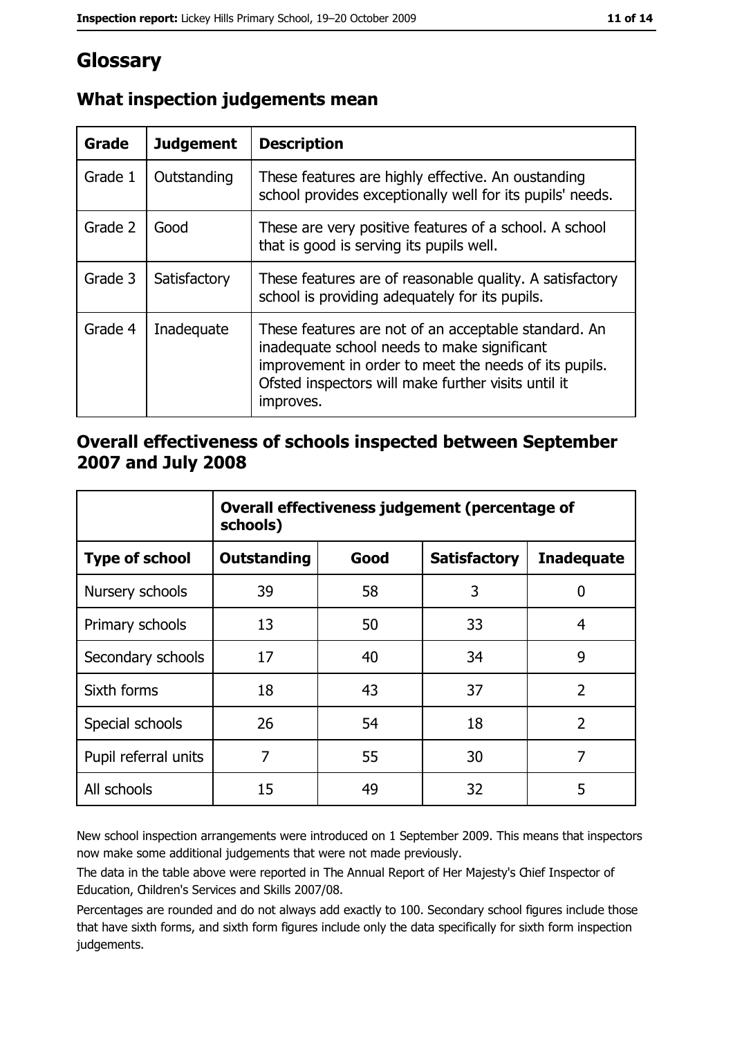# Glossary

## What inspection judgements mean

| Grade | Judgement | Description |
|---|---|---|
| Grade 1 | Outstanding | These features are highly effective. An oustanding school provides exceptionally well for its pupils' needs. |
| Grade 2 | Good | These are very positive features of a school. A school that is good is serving its pupils well. |
| Grade 3 | Satisfactory | These features are of reasonable quality. A satisfactory school is providing adequately for its pupils. |
| Grade 4 | Inadequate | These features are not of an acceptable standard. An inadequate school needs to make significant improvement in order to meet the needs of its pupils. Ofsted inspectors will make further visits until it improves. |

## Overall effectiveness of schools inspected between September 2007 and July 2008

| | Overall effectiveness judgement (percentage of schools) | | | |
|---|---|---|---|---|
| **Type of school** | **Outstanding** | **Good** | **Satisfactory** | **Inadequate** |
| Nursery schools | 39 | 58 | 3 | 0 |
| Primary schools | 13 | 50 | 33 | 4 |
| Secondary schools | 17 | 40 | 34 | 9 |
| Sixth forms | 18 | 43 | 37 | 2 |
| Special schools | 26 | 54 | 18 | 2 |
| Pupil referral units | 7 | 55 | 30 | 7 |
| All schools | 15 | 49 | 32 | 5 |

New school inspection arrangements were introduced on 1 September 2009. This means that inspectors now make some additional judgements that were not made previously.

The data in the table above were reported in The Annual Report of Her Majesty's Chief Inspector of Education, Children's Services and Skills 2007/08.

Percentages are rounded and do not always add exactly to 100. Secondary school figures include those that have sixth forms, and sixth form figures include only the data specifically for sixth form inspection judgements.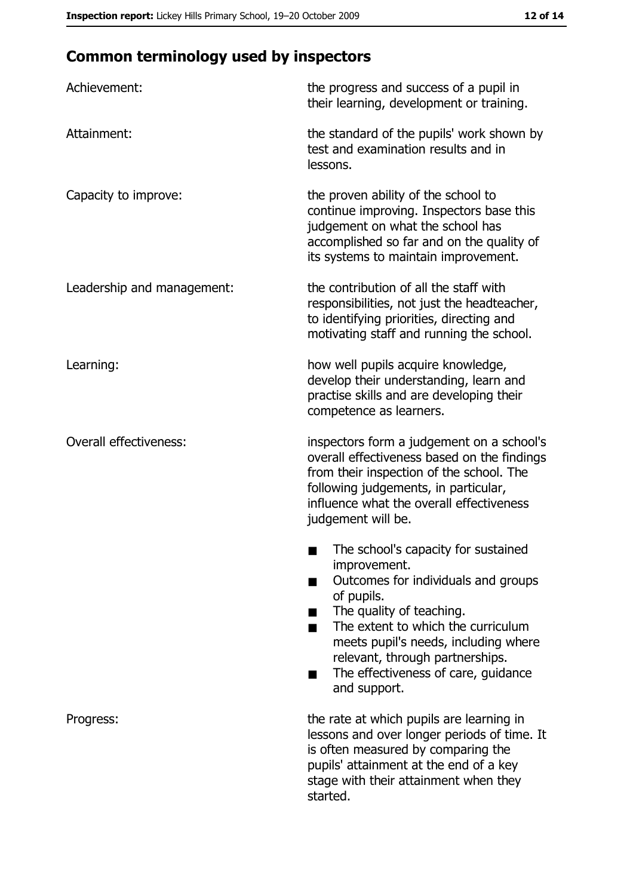## Common terminology used by inspectors

| | |
|---|---|
| Achievement: | the progress and success of a pupil in their learning, development or training. |
| Attainment: | the standard of the pupils' work shown by test and examination results and in lessons. |
| Capacity to improve: | the proven ability of the school to continue improving. Inspectors base this judgement on what the school has accomplished so far and on the quality of its systems to maintain improvement. |
| Leadership and management: | the contribution of all the staff with responsibilities, not just the headteacher, to identifying priorities, directing and motivating staff and running the school. |
| Learning: | how well pupils acquire knowledge, develop their understanding, learn and practise skills and are developing their competence as learners. |
| Overall effectiveness: | inspectors form a judgement on a school's overall effectiveness based on the findings from their inspection of the school. The following judgements, in particular, influence what the overall effectiveness judgement will be. <br>■ The school's capacity for sustained improvement.<br>■ Outcomes for individuals and groups of pupils.<br>■ The quality of teaching.<br>■ The extent to which the curriculum meets pupil's needs, including where relevant, through partnerships.<br>■ The effectiveness of care, guidance and support. |
| Progress: | the rate at which pupils are learning in lessons and over longer periods of time. It is often measured by comparing the pupils' attainment at the end of a key stage with their attainment when they started. |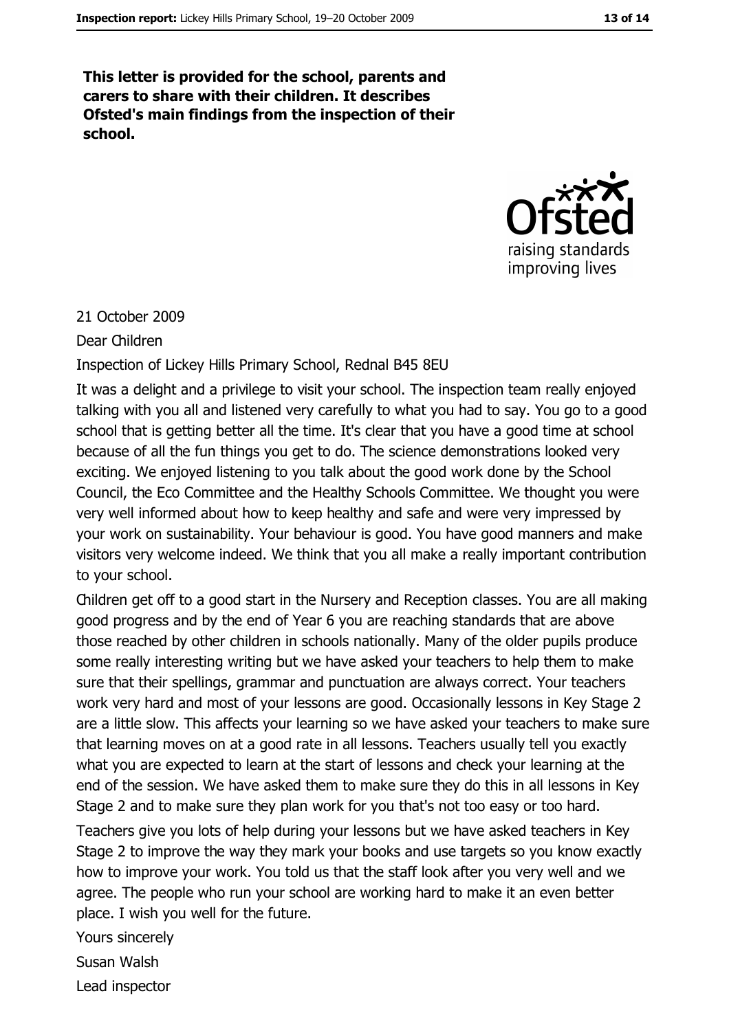**This letter is provided for the school, parents and carers to share with their children. It describes Ofsted's main findings from the inspection of their school.**

21 October 2009

Dear Children

Inspection of Lickey Hills Primary School, Rednal B45 8EU

It was a delight and a privilege to visit your school. The inspection team really enjoyed talking with you all and listened very carefully to what you had to say. You go to a good school that is getting better all the time. It's clear that you have a good time at school because of all the fun things you get to do. The science demonstrations looked very exciting. We enjoyed listening to you talk about the good work done by the School Council, the Eco Committee and the Healthy Schools Committee. We thought you were very well informed about how to keep healthy and safe and were very impressed by your work on sustainability. Your behaviour is good. You have good manners and make visitors very welcome indeed. We think that you all make a really important contribution to your school.

Children get off to a good start in the Nursery and Reception classes. You are all making good progress and by the end of Year 6 you are reaching standards that are above those reached by other children in schools nationally. Many of the older pupils produce some really interesting writing but we have asked your teachers to help them to make sure that their spellings, grammar and punctuation are always correct. Your teachers work very hard and most of your lessons are good. Occasionally lessons in Key Stage 2 are a little slow. This affects your learning so we have asked your teachers to make sure that learning moves on at a good rate in all lessons. Teachers usually tell you exactly what you are expected to learn at the start of lessons and check your learning at the end of the session. We have asked them to make sure they do this in all lessons in Key Stage 2 and to make sure they plan work for you that's not too easy or too hard.

Teachers give you lots of help during your lessons but we have asked teachers in Key Stage 2 to improve the way they mark your books and use targets so you know exactly how to improve your work. You told us that the staff look after you very well and we agree. The people who run your school are working hard to make it an even better place. I wish you well for the future.

Yours sincerely

Susan Walsh

Lead inspector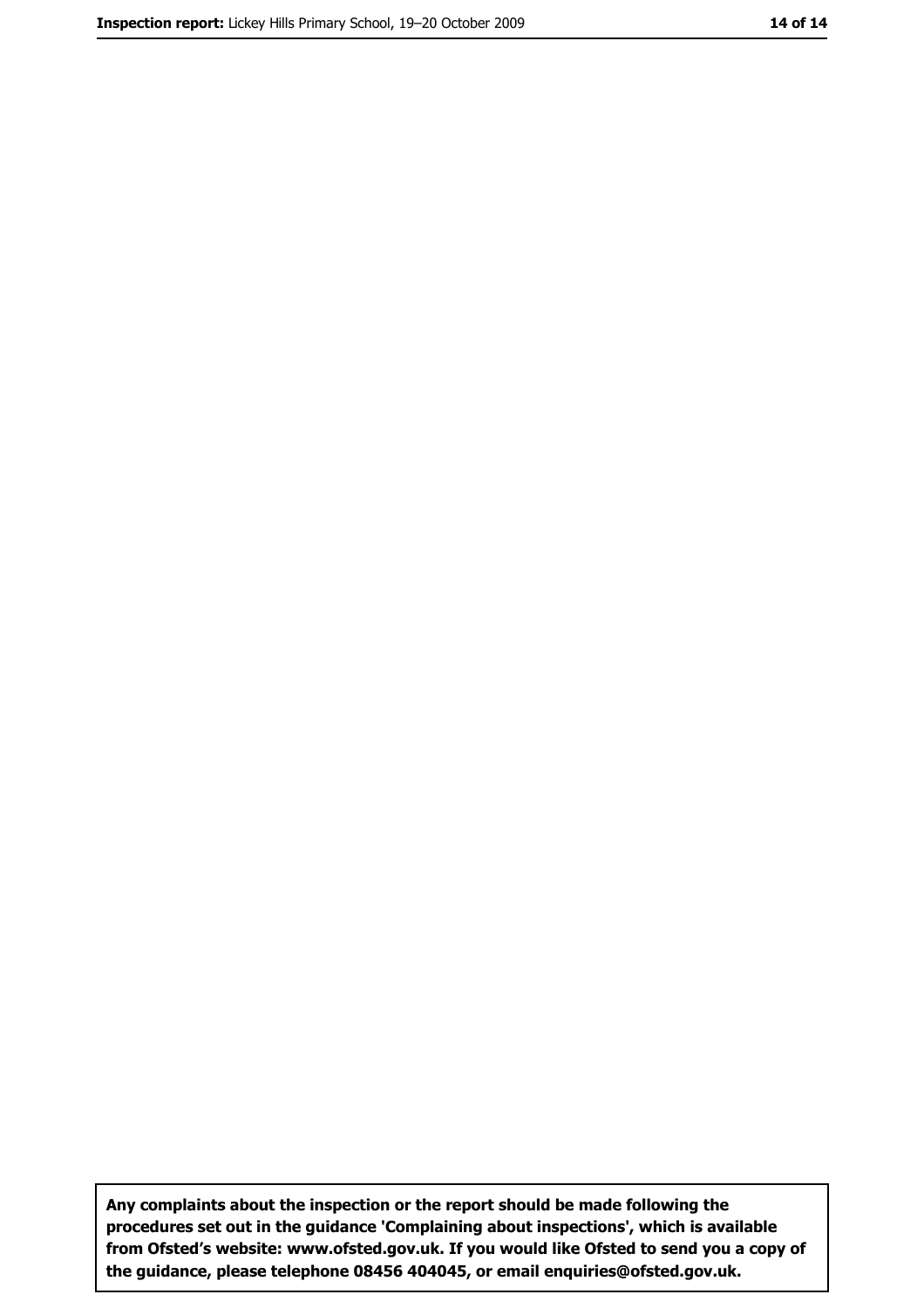**Any complaints about the inspection or the report should be made following the procedures set out in the guidance 'Complaining about inspections', which is available from Ofsted's website: www.ofsted.gov.uk. If you would like Ofsted to send you a copy of the guidance, please telephone 08456 404045, or email enquiries@ofsted.gov.uk.**